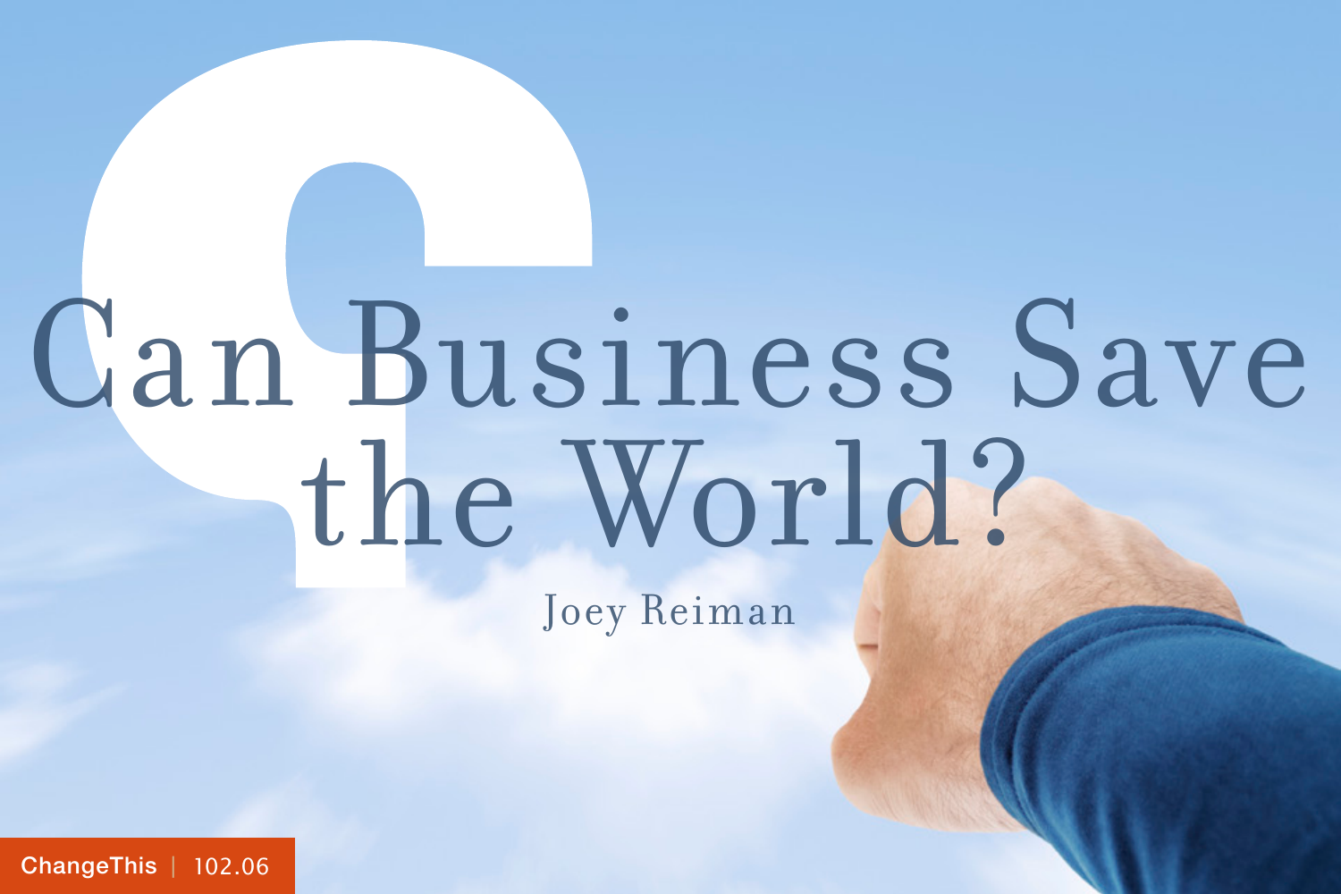# Can Business Save the World?

Joey Reiman

ChangeThis | 102.06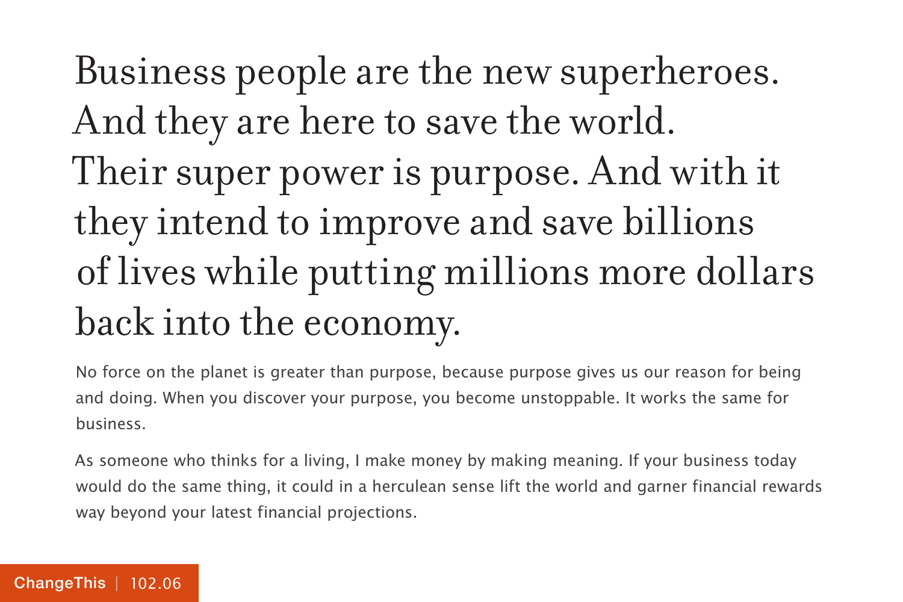# Business people are the new superheroes. And they are here to save the world. Their super power is purpose. And with it they intend to improve and save billions of lives while putting millions more dollars back into the economy.

No force on the planet is greater than purpose, because purpose gives us our reason for being and doing. When you discover your purpose, you become unstoppable. It works the same for business.

As someone who thinks for a living, I make money by making meaning. If your business today would do the same thing, it could in a herculean sense lift the world and garner financial rewards way beyond your latest financial projections.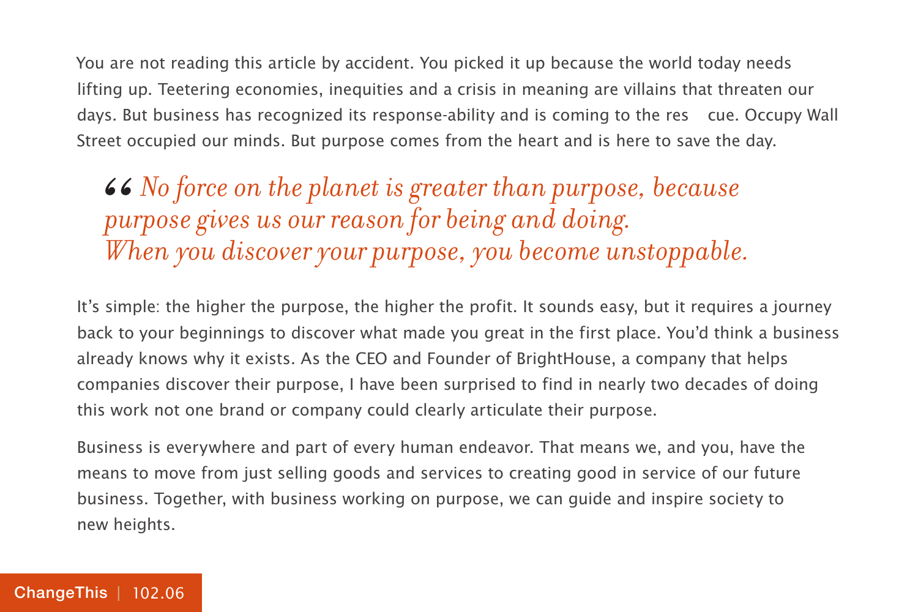You are not reading this article by accident. You picked it up because the world today needs lifting up. Teetering economies, inequities and a crisis in meaning are villains that threaten our days. But business has recognized its response-ability and is coming to the rescue. Occupy Wall Street occupied our minds. But purpose comes from the heart and is here to save the day.

> *“No force on the planet is greater than purpose, because purpose gives us our reason for being and doing. When you discover your purpose, you become unstoppable.*

It’s simple: the higher the purpose, the higher the profit. It sounds easy, but it requires a journey back to your beginnings to discover what made you great in the first place. You’d think a business already knows why it exists. As the CEO and Founder of BrightHouse, a company that helps companies discover their purpose, I have been surprised to find in nearly two decades of doing this work not one brand or company could clearly articulate their purpose.

Business is everywhere and part of every human endeavor. That means we, and you, have the means to move from just selling goods and services to creating good in service of our future business. Together, with business working on purpose, we can guide and inspire society to new heights.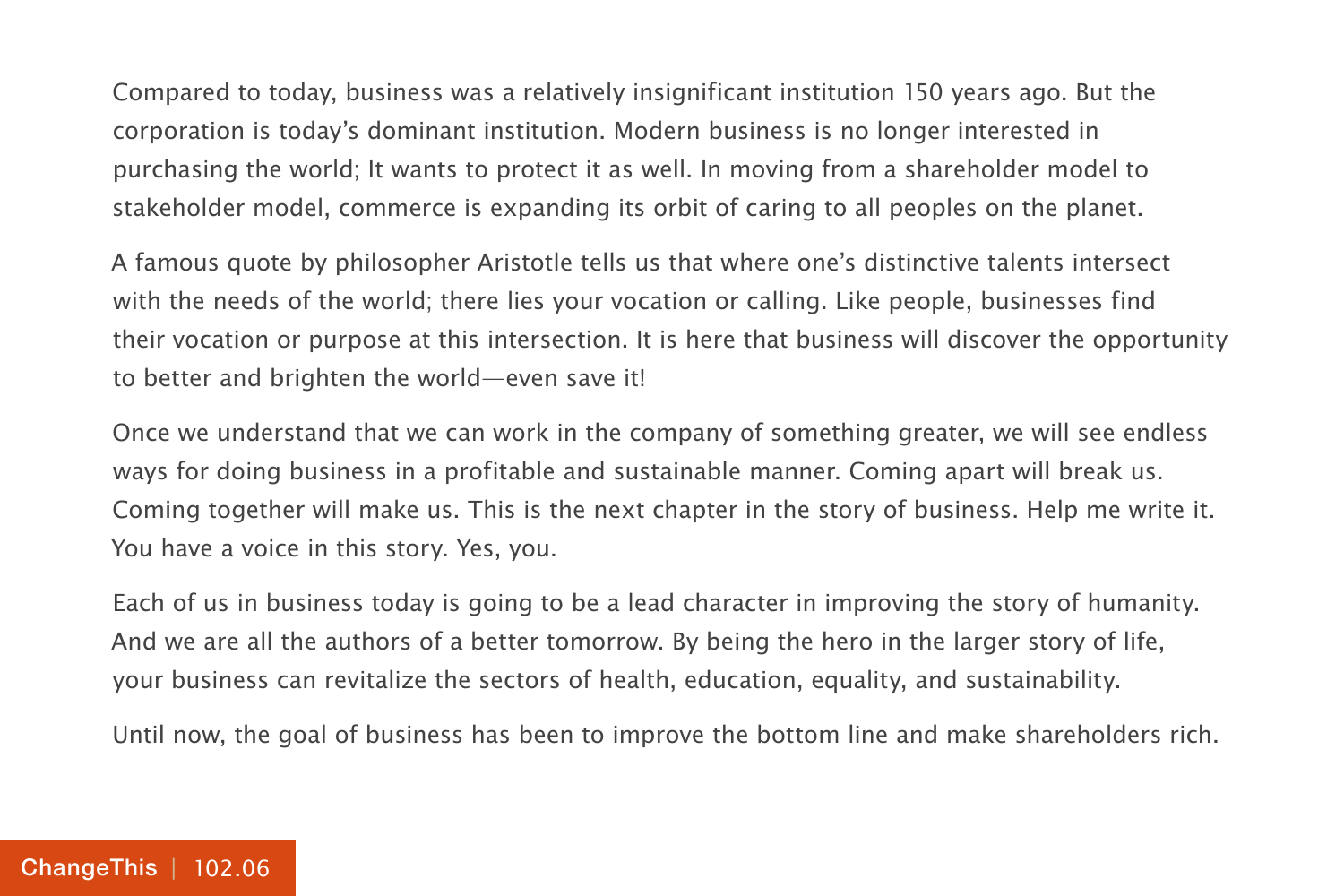Compared to today, business was a relatively insignificant institution 150 years ago. But the corporation is today's dominant institution. Modern business is no longer interested in purchasing the world; It wants to protect it as well. In moving from a shareholder model to stakeholder model, commerce is expanding its orbit of caring to all peoples on the planet.

A famous quote by philosopher Aristotle tells us that where one's distinctive talents intersect with the needs of the world; there lies your vocation or calling. Like people, businesses find their vocation or purpose at this intersection. It is here that business will discover the opportunity to better and brighten the world—even save it!

Once we understand that we can work in the company of something greater, we will see endless ways for doing business in a profitable and sustainable manner. Coming apart will break us. Coming together will make us. This is the next chapter in the story of business. Help me write it. You have a voice in this story. Yes, you.

Each of us in business today is going to be a lead character in improving the story of humanity. And we are all the authors of a better tomorrow. By being the hero in the larger story of life, your business can revitalize the sectors of health, education, equality, and sustainability.

Until now, the goal of business has been to improve the bottom line and make shareholders rich.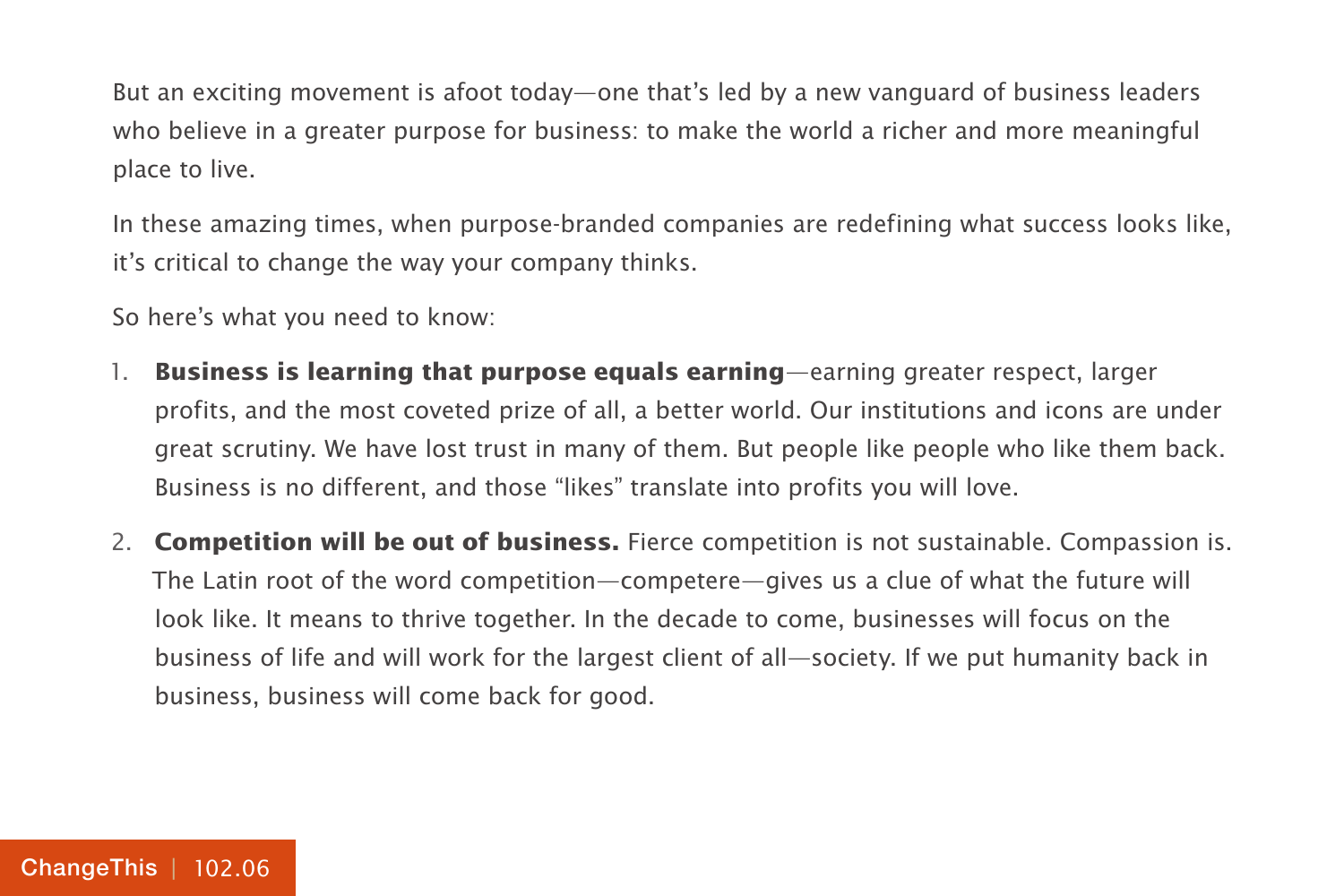But an exciting movement is afoot today—one that's led by a new vanguard of business leaders who believe in a greater purpose for business: to make the world a richer and more meaningful place to live.

In these amazing times, when purpose-branded companies are redefining what success looks like, it's critical to change the way your company thinks.

So here's what you need to know:

1. **Business is learning that purpose equals earning**—earning greater respect, larger profits, and the most coveted prize of all, a better world. Our institutions and icons are under great scrutiny. We have lost trust in many of them. But people like people who like them back. Business is no different, and those "likes" translate into profits you will love.

2. **Competition will be out of business.** Fierce competition is not sustainable. Compassion is. The Latin root of the word competition—competere—gives us a clue of what the future will look like. It means to thrive together. In the decade to come, businesses will focus on the business of life and will work for the largest client of all—society. If we put humanity back in business, business will come back for good.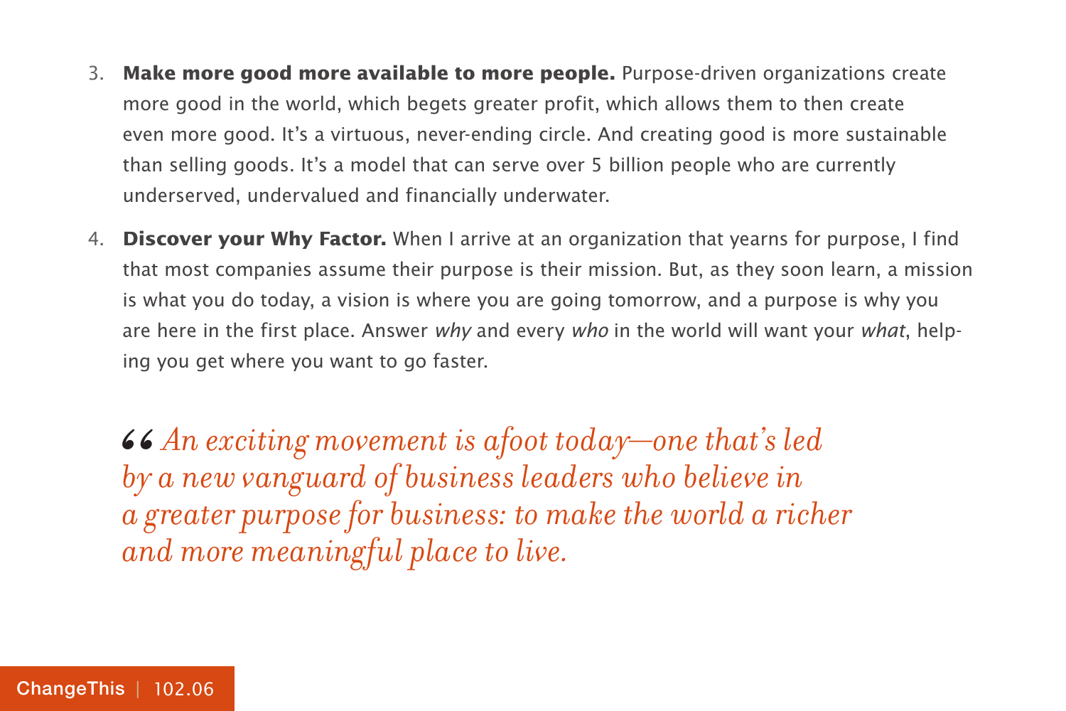3. **Make more good more available to more people.** Purpose-driven organizations create more good in the world, which begets greater profit, which allows them to then create even more good. It's a virtuous, never-ending circle. And creating good is more sustainable than selling goods. It's a model that can serve over 5 billion people who are currently underserved, undervalued and financially underwater.

4. **Discover your Why Factor.** When I arrive at an organization that yearns for purpose, I find that most companies assume their purpose is their mission. But, as they soon learn, a mission is what you do today, a vision is where you are going tomorrow, and a purpose is why you are here in the first place. Answer *why* and every *who* in the world will want your *what*, helping you get where you want to go faster.

> *“An exciting movement is afoot today—one that's led by a new vanguard of business leaders who believe in a greater purpose for business: to make the world a richer and more meaningful place to live.*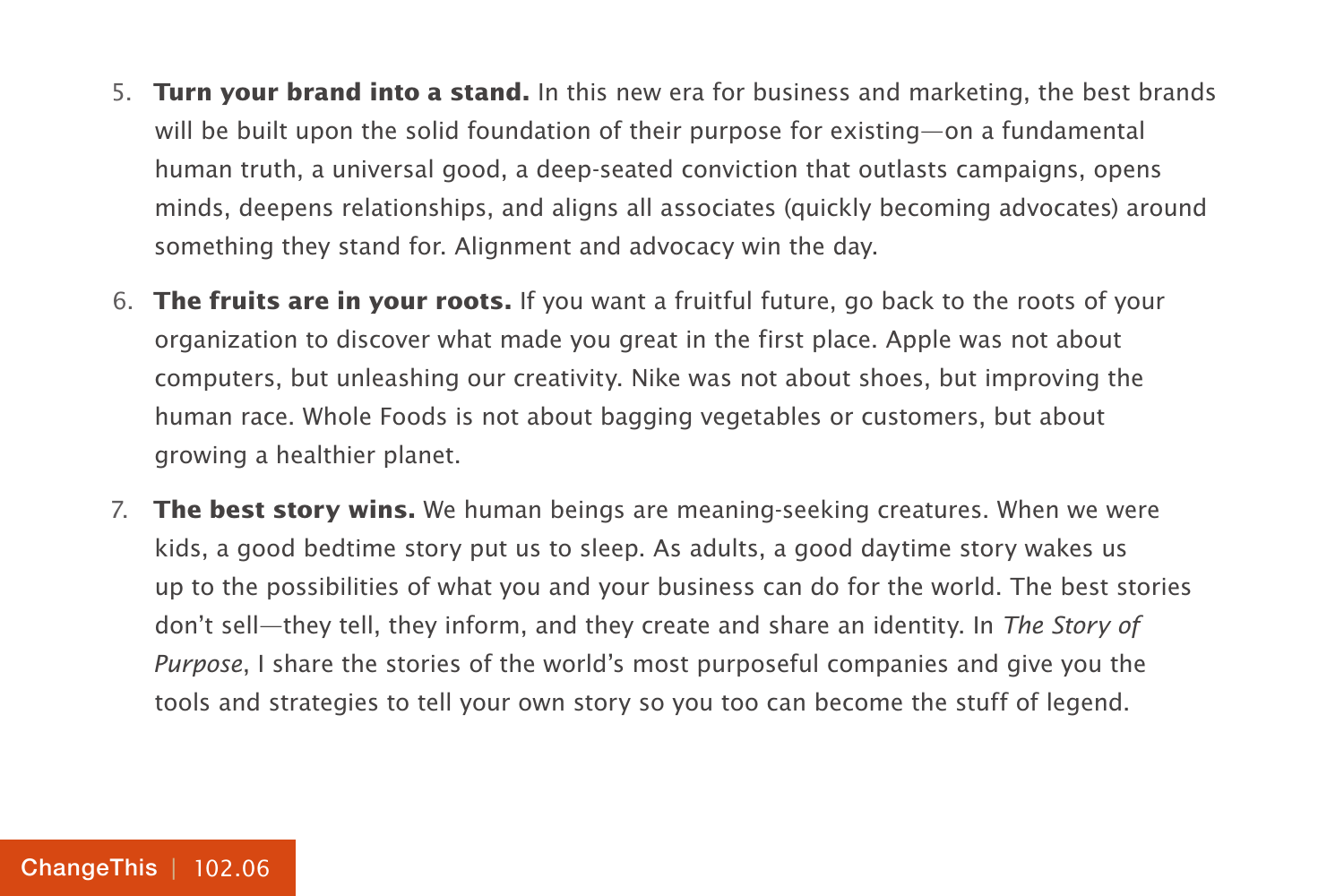5. **Turn your brand into a stand.** In this new era for business and marketing, the best brands will be built upon the solid foundation of their purpose for existing—on a fundamental human truth, a universal good, a deep-seated conviction that outlasts campaigns, opens minds, deepens relationships, and aligns all associates (quickly becoming advocates) around something they stand for. Alignment and advocacy win the day.

6. **The fruits are in your roots.** If you want a fruitful future, go back to the roots of your organization to discover what made you great in the first place. Apple was not about computers, but unleashing our creativity. Nike was not about shoes, but improving the human race. Whole Foods is not about bagging vegetables or customers, but about growing a healthier planet.

7. **The best story wins.** We human beings are meaning-seeking creatures. When we were kids, a good bedtime story put us to sleep. As adults, a good daytime story wakes us up to the possibilities of what you and your business can do for the world. The best stories don't sell—they tell, they inform, and they create and share an identity. In *The Story of Purpose*, I share the stories of the world's most purposeful companies and give you the tools and strategies to tell your own story so you too can become the stuff of legend.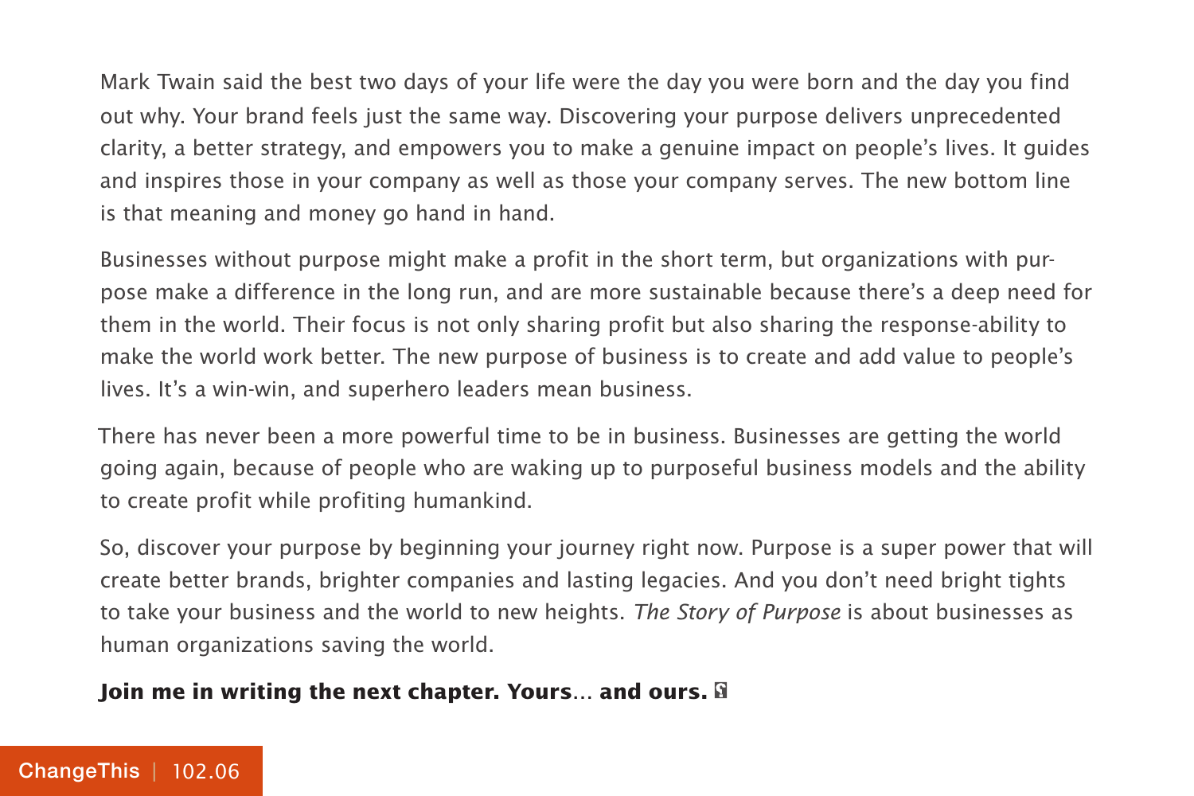Mark Twain said the best two days of your life were the day you were born and the day you find out why. Your brand feels just the same way. Discovering your purpose delivers unprecedented clarity, a better strategy, and empowers you to make a genuine impact on people's lives. It guides and inspires those in your company as well as those your company serves. The new bottom line is that meaning and money go hand in hand.

Businesses without purpose might make a profit in the short term, but organizations with purpose make a difference in the long run, and are more sustainable because there's a deep need for them in the world. Their focus is not only sharing profit but also sharing the response-ability to make the world work better. The new purpose of business is to create and add value to people's lives. It's a win-win, and superhero leaders mean business.

There has never been a more powerful time to be in business. Businesses are getting the world going again, because of people who are waking up to purposeful business models and the ability to create profit while profiting humankind.

So, discover your purpose by beginning your journey right now. Purpose is a super power that will create better brands, brighter companies and lasting legacies. And you don't need bright tights to take your business and the world to new heights. *The Story of Purpose* is about businesses as human organizations saving the world.

**Join me in writing the next chapter. Yours... and ours.**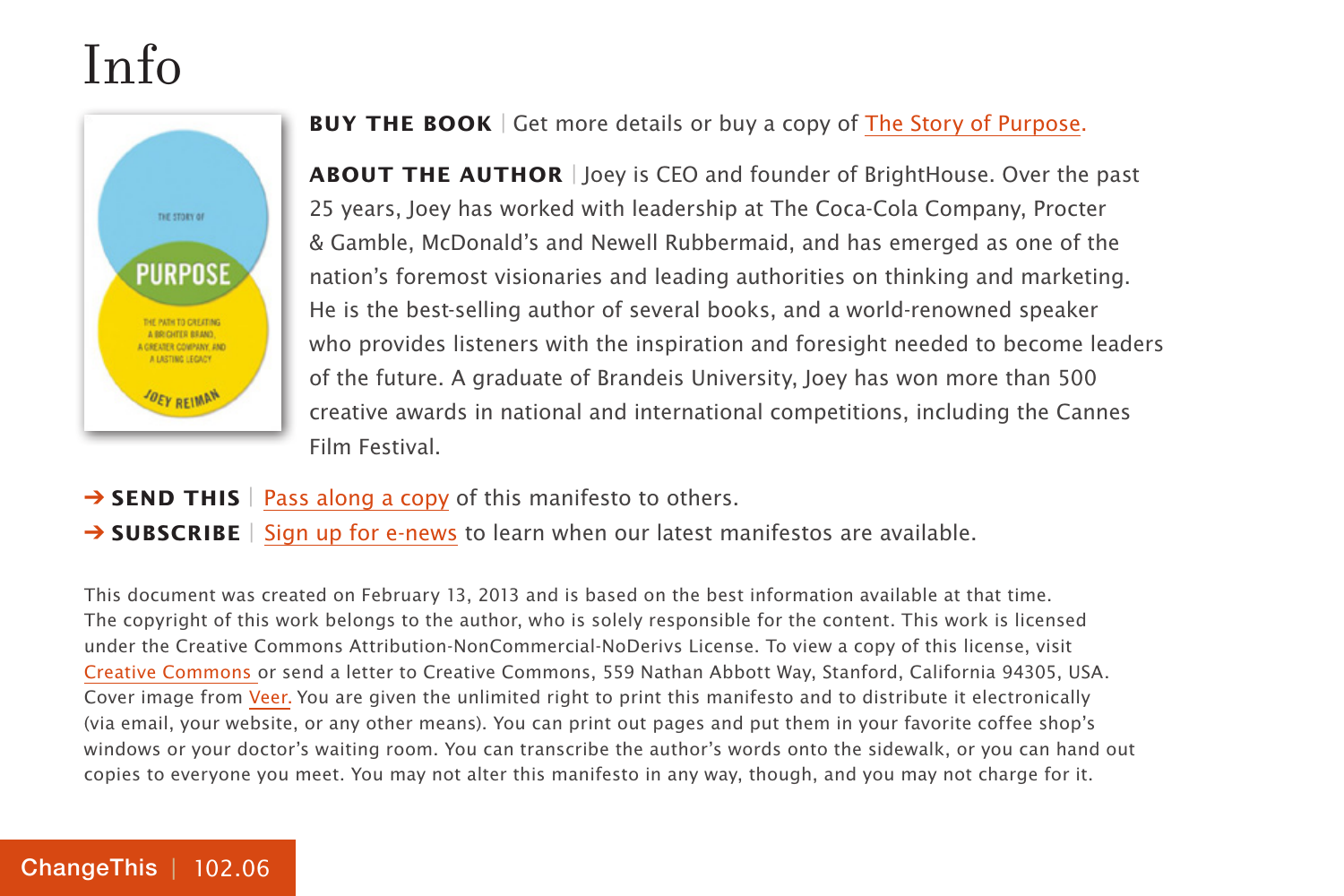# Info

**BUY THE BOOK** | Get more details or buy a copy of The Story of Purpose.

**ABOUT THE AUTHOR** | Joey is CEO and founder of BrightHouse. Over the past 25 years, Joey has worked with leadership at The Coca-Cola Company, Procter & Gamble, McDonald's and Newell Rubbermaid, and has emerged as one of the nation's foremost visionaries and leading authorities on thinking and marketing. He is the best-selling author of several books, and a world-renowned speaker who provides listeners with the inspiration and foresight needed to become leaders of the future. A graduate of Brandeis University, Joey has won more than 500 creative awards in national and international competitions, including the Cannes Film Festival.

→ **SEND THIS** | Pass along a copy of this manifesto to others.

→ **SUBSCRIBE** | Sign up for e-news to learn when our latest manifestos are available.

This document was created on February 13, 2013 and is based on the best information available at that time. The copyright of this work belongs to the author, who is solely responsible for the content. This work is licensed under the Creative Commons Attribution-NonCommercial-NoDerivs License. To view a copy of this license, visit Creative Commons or send a letter to Creative Commons, 559 Nathan Abbott Way, Stanford, California 94305, USA. Cover image from Veer. You are given the unlimited right to print this manifesto and to distribute it electronically (via email, your website, or any other means). You can print out pages and put them in your favorite coffee shop's windows or your doctor's waiting room. You can transcribe the author's words onto the sidewalk, or you can hand out copies to everyone you meet. You may not alter this manifesto in any way, though, and you may not charge for it.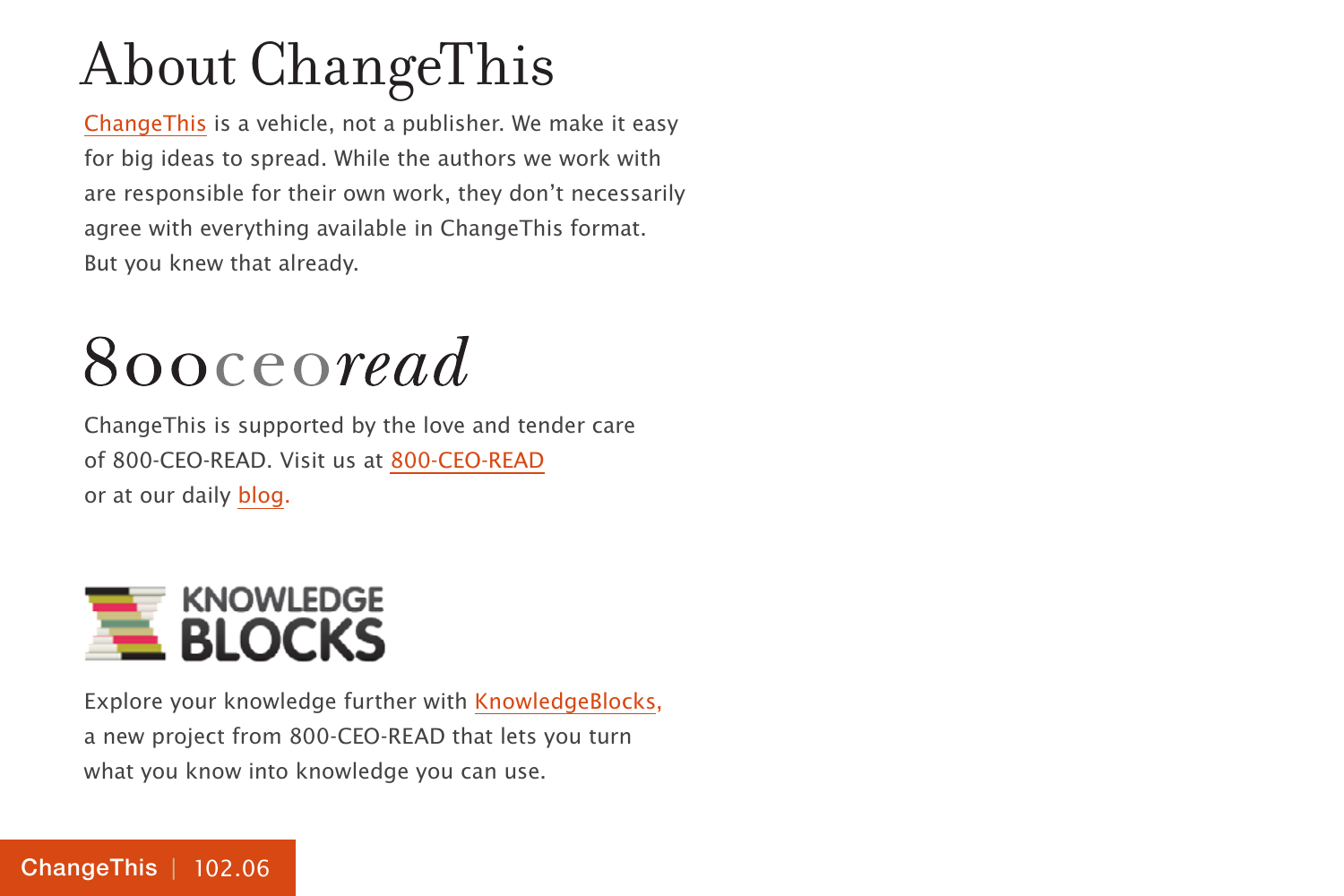# About ChangeThis

ChangeThis is a vehicle, not a publisher. We make it easy for big ideas to spread. While the authors we work with are responsible for their own work, they don't necessarily agree with everything available in ChangeThis format. But you knew that already.

# 800ceo*read*

ChangeThis is supported by the love and tender care of 800-CEO-READ. Visit us at 800-CEO-READ or at our daily blog.

# KNOWLEDGE BLOCKS

Explore your knowledge further with KnowledgeBlocks, a new project from 800-CEO-READ that lets you turn what you know into knowledge you can use.